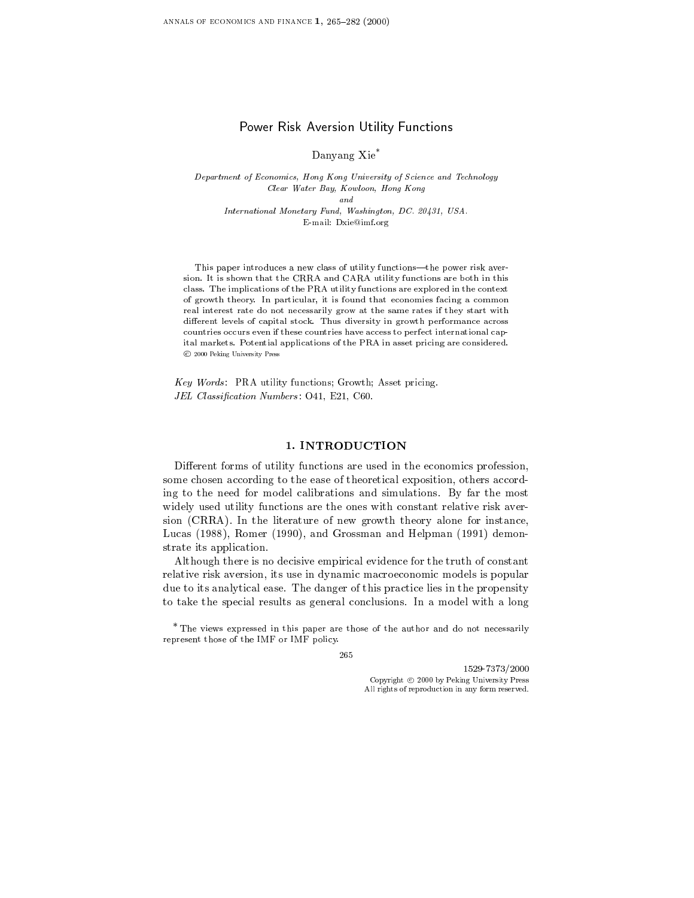# Power Risk Aversion Utility Functions

Danyang Xie[*]

*Department of Economics, Hong Kong University of Science and Technology*
*Clear Water Bay, Kowloon, Hong Kong*
*and*
*International Monetary Fund, Washington, DC. 20431, USA.*
E-mail: Dxie@imf.org

This paper introduces a new class of utility functions—the power risk aversion. It is shown that the CRRA and CARA utility functions are both in this class. The implications of the PRA utility functions are explored in the context of growth theory. In particular, it is found that economies facing a common real interest rate do not necessarily grow at the same rates if they start with different levels of capital stock. Thus diversity in growth performance across countries occurs even if these countries have access to perfect international capital markets. Potential applications of the PRA in asset pricing are considered. © 2000 Peking University Press

*Key Words*: PRA utility functions; Growth; Asset pricing.
*JEL Classification Numbers*: O41, E21, C60.

## 1. INTRODUCTION

Different forms of utility functions are used in the economics profession, some chosen according to the ease of theoretical exposition, others according to the need for model calibrations and simulations. By far the most widely used utility functions are the ones with constant relative risk aversion (CRRA). In the literature of new growth theory alone for instance, Lucas (1988), Romer (1990), and Grossman and Helpman (1991) demonstrate its application.

Although there is no decisive empirical evidence for the truth of constant relative risk aversion, its use in dynamic macroeconomic models is popular due to its analytical ease. The danger of this practice lies in the propensity to take the special results as general conclusions. In a model with a long

[*] The views expressed in this paper are those of the author and do not necessarily represent those of the IMF or IMF policy.

1529-7373/2000
Copyright © 2000 by Peking University Press
All rights of reproduction in any form reserved.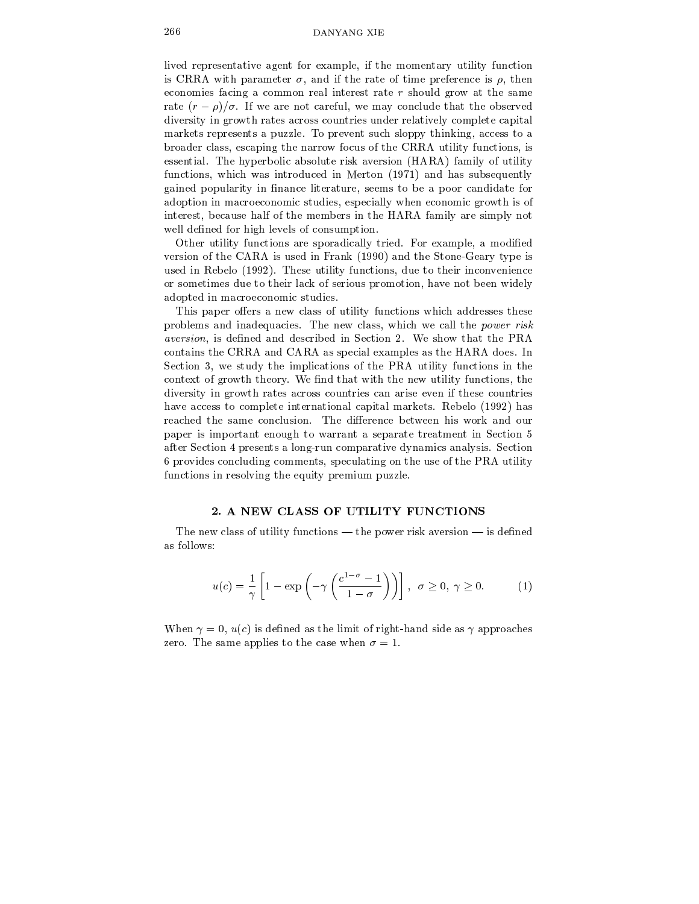lived representative agent for example, if the momentary utility function is CRRA with parameter $\sigma$, and if the rate of time preference is $\rho$, then economies facing a common real interest rate $r$ should grow at the same rate $(r - \rho)/\sigma$. If we are not careful, we may conclude that the observed diversity in growth rates across countries under relatively complete capital markets represents a puzzle. To prevent such sloppy thinking, access to a broader class, escaping the narrow focus of the CRRA utility functions, is essential. The hyperbolic absolute risk aversion (HARA) family of utility functions, which was introduced in Merton (1971) and has subsequently gained popularity in finance literature, seems to be a poor candidate for adoption in macroeconomic studies, especially when economic growth is of interest, because half of the members in the HARA family are simply not well defined for high levels of consumption.

Other utility functions are sporadically tried. For example, a modified version of the CARA is used in Frank (1990) and the Stone-Geary type is used in Rebelo (1992). These utility functions, due to their inconvenience or sometimes due to their lack of serious promotion, have not been widely adopted in macroeconomic studies.

This paper offers a new class of utility functions which addresses these problems and inadequacies. The new class, which we call the *power risk aversion*, is defined and described in Section 2. We show that the PRA contains the CRRA and CARA as special examples as the HARA does. In Section 3, we study the implications of the PRA utility functions in the context of growth theory. We find that with the new utility functions, the diversity in growth rates across countries can arise even if these countries have access to complete international capital markets. Rebelo (1992) has reached the same conclusion. The difference between his work and our paper is important enough to warrant a separate treatment in Section 5 after Section 4 presents a long-run comparative dynamics analysis. Section 6 provides concluding comments, speculating on the use of the PRA utility functions in resolving the equity premium puzzle.

## 2. A NEW CLASS OF UTILITY FUNCTIONS

The new class of utility functions — the power risk aversion — is defined as follows:

$$u(c) = \frac{1}{\gamma}\left[1 - \exp\left(-\gamma\left(\frac{c^{1-\sigma} - 1}{1-\sigma}\right)\right)\right], \quad \sigma \geq 0,\ \gamma \geq 0. \tag{1}$$

When $\gamma = 0$, $u(c)$ is defined as the limit of right-hand side as $\gamma$ approaches zero. The same applies to the case when $\sigma = 1$.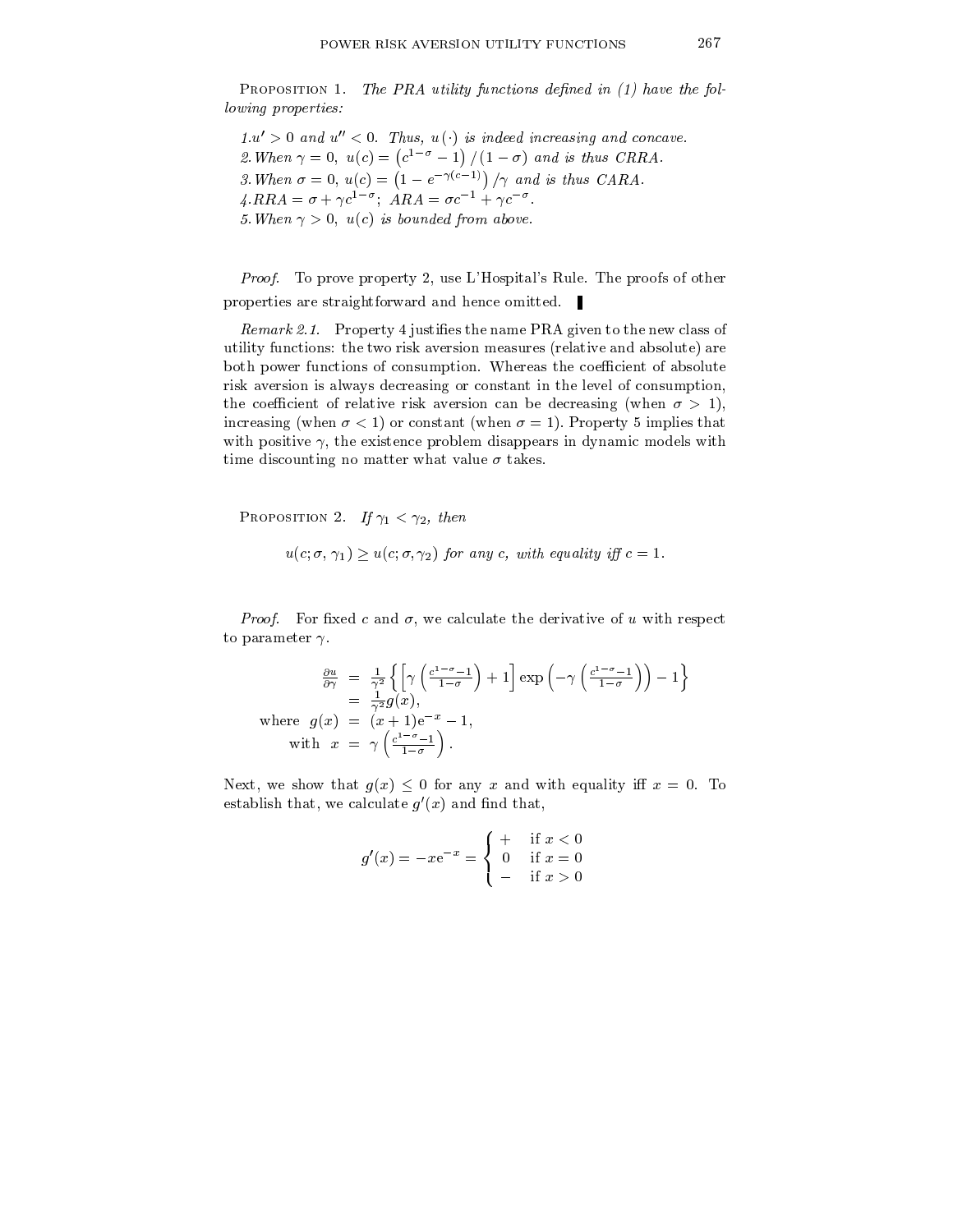Proposition 1. *The PRA utility functions defined in (1) have the following properties:*

1. $u' > 0$ *and* $u'' < 0$. *Thus,* $u(\cdot)$ *is indeed increasing and concave.*
2. *When* $\gamma = 0$, $u(c) = \left(c^{1-\sigma} - 1\right)/(1-\sigma)$ *and is thus CRRA.*
3. *When* $\sigma = 0$, $u(c) = \left(1 - e^{-\gamma(c-1)}\right)/\gamma$ *and is thus CARA.*
4. $RRA = \sigma + \gamma c^{1-\sigma}$; $ARA = \sigma c^{-1} + \gamma c^{-\sigma}$.
5. *When* $\gamma > 0$, $u(c)$ *is bounded from above.*

*Proof.* To prove property 2, use L'Hospital's Rule. The proofs of other properties are straightforward and hence omitted. ∎

*Remark 2.1.* Property 4 justifies the name PRA given to the new class of utility functions: the two risk aversion measures (relative and absolute) are both power functions of consumption. Whereas the coefficient of absolute risk aversion is always decreasing or constant in the level of consumption, the coefficient of relative risk aversion can be decreasing (when $\sigma > 1$), increasing (when $\sigma < 1$) or constant (when $\sigma = 1$). Property 5 implies that with positive $\gamma$, the existence problem disappears in dynamic models with time discounting no matter what value $\sigma$ takes.

Proposition 2. *If* $\gamma_1 < \gamma_2$, *then*

$$u(c;\sigma,\gamma_1) \geq u(c;\sigma,\gamma_2) \text{ for any } c, \text{ with equality iff } c = 1.$$

*Proof.* For fixed $c$ and $\sigma$, we calculate the derivative of $u$ with respect to parameter $\gamma$.

$$\begin{aligned}
\frac{\partial u}{\partial \gamma} &= \frac{1}{\gamma^2}\left\{\left[\gamma\left(\frac{c^{1-\sigma}-1}{1-\sigma}\right)+1\right]\exp\left(-\gamma\left(\frac{c^{1-\sigma}-1}{1-\sigma}\right)\right)-1\right\} \\
&= \frac{1}{\gamma^2}g(x), \\
\text{where } g(x) &= (x+1)e^{-x}-1, \\
\text{with } x &= \gamma\left(\frac{c^{1-\sigma}-1}{1-\sigma}\right).
\end{aligned}$$

Next, we show that $g(x) \leq 0$ for any $x$ and with equality iff $x = 0$. To establish that, we calculate $g'(x)$ and find that,

$$g'(x) = -xe^{-x} = \begin{cases} + & \text{if } x < 0 \\ 0 & \text{if } x = 0 \\ - & \text{if } x > 0 \end{cases}$$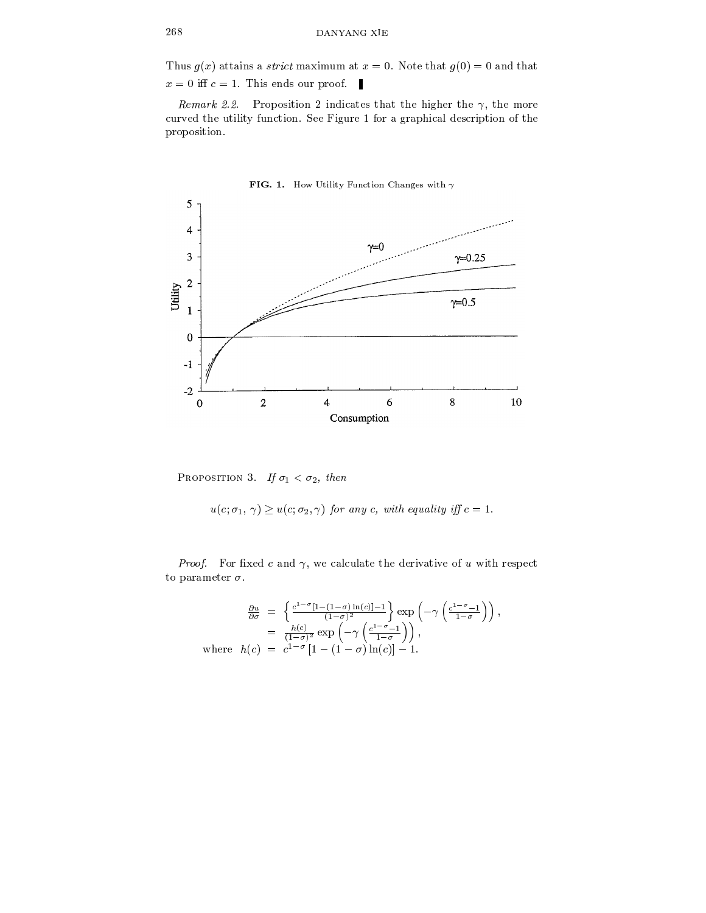Thus $g(x)$ attains a *strict* maximum at $x = 0$. Note that $g(0) = 0$ and that $x = 0$ iff $c = 1$. This ends our proof. ▮

*Remark 2.2.* Proposition 2 indicates that the higher the $\gamma$, the more curved the utility function. See Figure 1 for a graphical description of the proposition.

**FIG. 1.** How Utility Function Changes with $\gamma$

PROPOSITION 3. *If $\sigma_1 < \sigma_2$, then*

$$u(c; \sigma_1, \gamma) \geq u(c; \sigma_2, \gamma) \text{ for any } c, \text{ with equality iff } c = 1.$$

*Proof.* For fixed $c$ and $\gamma$, we calculate the derivative of $u$ with respect to parameter $\sigma$.

$$\begin{aligned}
\frac{\partial u}{\partial \sigma} &= \left\{ \frac{c^{1-\sigma}[1-(1-\sigma)\ln(c)]-1}{(1-\sigma)^2} \right\} \exp\left(-\gamma\left(\frac{c^{1-\sigma}-1}{1-\sigma}\right)\right), \\
&= \frac{h(c)}{(1-\sigma)^2} \exp\left(-\gamma\left(\frac{c^{1-\sigma}-1}{1-\sigma}\right)\right), \\
\text{where} \quad h(c) &= c^{1-\sigma}\left[1-(1-\sigma)\ln(c)\right]-1.
\end{aligned}$$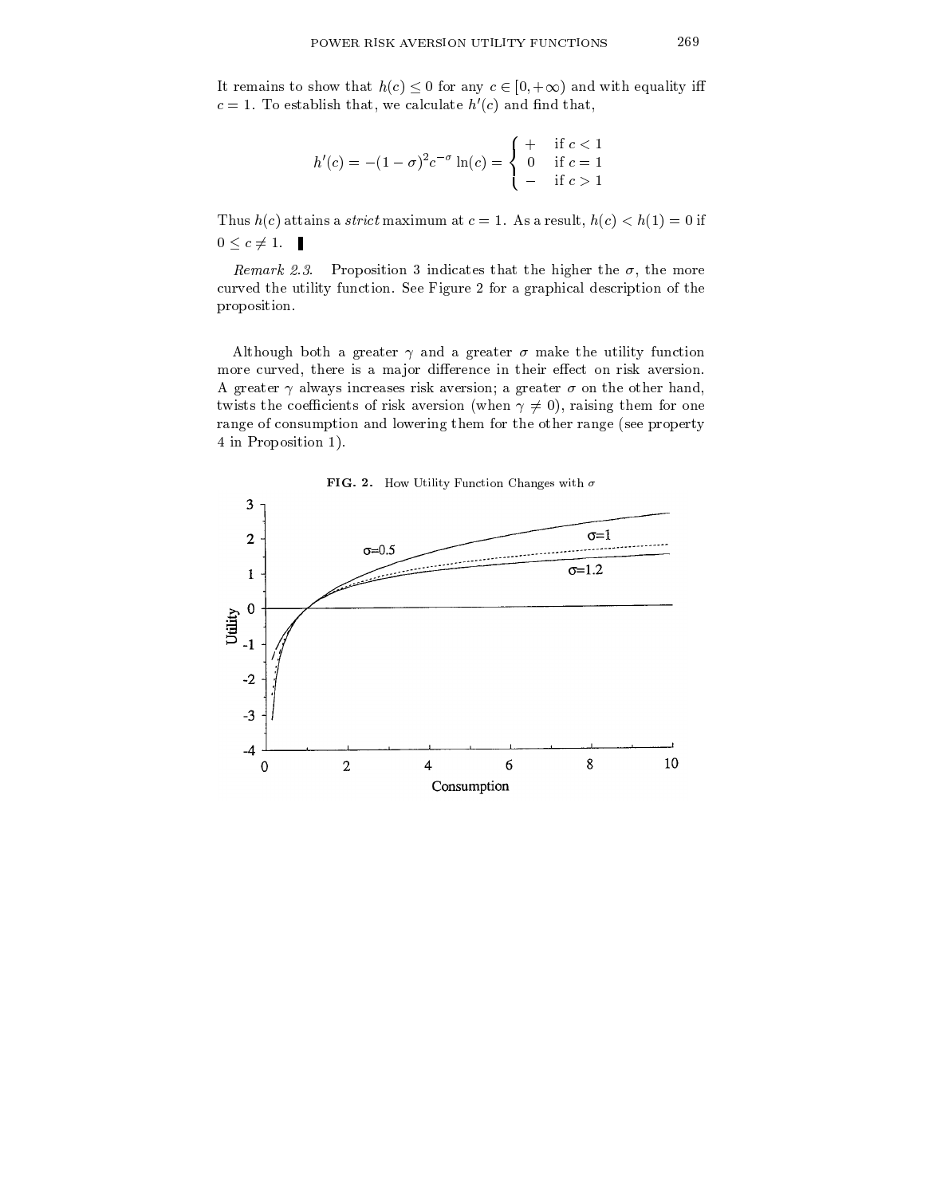It remains to show that $h(c) \leq 0$ for any $c \in [0, +\infty)$ and with equality iff $c = 1$. To establish that, we calculate $h'(c)$ and find that,

$$h'(c) = -(1-\sigma)^2 c^{-\sigma} \ln(c) = \begin{cases} + & \text{if } c < 1 \\ 0 & \text{if } c = 1 \\ - & \text{if } c > 1 \end{cases}$$

Thus $h(c)$ attains a *strict* maximum at $c = 1$. As a result, $h(c) < h(1) = 0$ if $0 \leq c \neq 1$. ∎

*Remark 2.3.* Proposition 3 indicates that the higher the $\sigma$, the more curved the utility function. See Figure 2 for a graphical description of the proposition.

Although both a greater $\gamma$ and a greater $\sigma$ make the utility function more curved, there is a major difference in their effect on risk aversion. A greater $\gamma$ always increases risk aversion; a greater $\sigma$ on the other hand, twists the coefficients of risk aversion (when $\gamma \neq 0$), raising them for one range of consumption and lowering them for the other range (see property 4 in Proposition 1).

**FIG. 2.** How Utility Function Changes with $\sigma$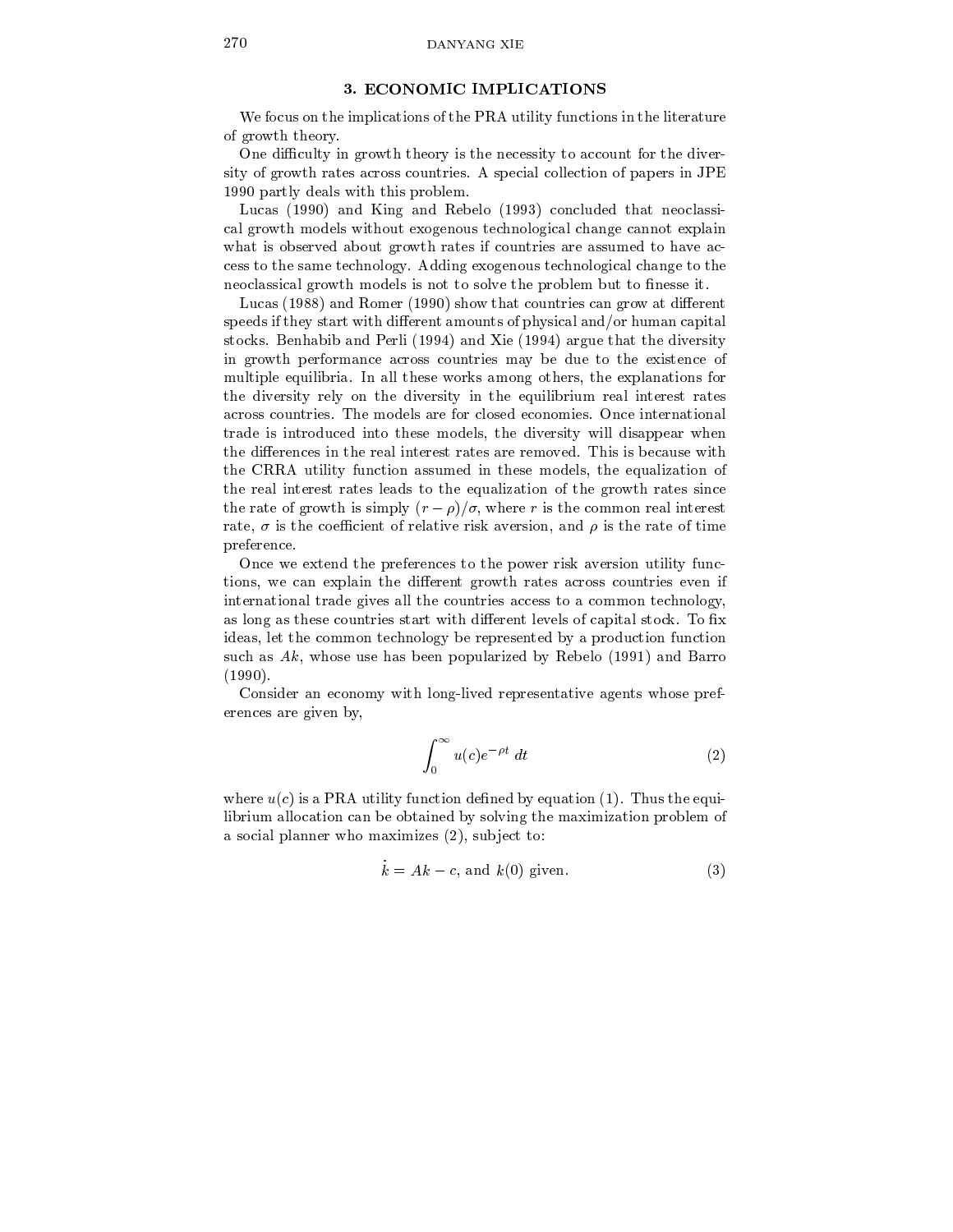## 3. ECONOMIC IMPLICATIONS

We focus on the implications of the PRA utility functions in the literature of growth theory.

One difficulty in growth theory is the necessity to account for the diversity of growth rates across countries. A special collection of papers in JPE 1990 partly deals with this problem.

Lucas (1990) and King and Rebelo (1993) concluded that neoclassical growth models without exogenous technological change cannot explain what is observed about growth rates if countries are assumed to have access to the same technology. Adding exogenous technological change to the neoclassical growth models is not to solve the problem but to finesse it.

Lucas (1988) and Romer (1990) show that countries can grow at different speeds if they start with different amounts of physical and/or human capital stocks. Benhabib and Perli (1994) and Xie (1994) argue that the diversity in growth performance across countries may be due to the existence of multiple equilibria. In all these works among others, the explanations for the diversity rely on the diversity in the equilibrium real interest rates across countries. The models are for closed economies. Once international trade is introduced into these models, the diversity will disappear when the differences in the real interest rates are removed. This is because with the CRRA utility function assumed in these models, the equalization of the real interest rates leads to the equalization of the growth rates since the rate of growth is simply $(r - \rho)/\sigma$, where $r$ is the common real interest rate, $\sigma$ is the coefficient of relative risk aversion, and $\rho$ is the rate of time preference.

Once we extend the preferences to the power risk aversion utility functions, we can explain the different growth rates across countries even if international trade gives all the countries access to a common technology, as long as these countries start with different levels of capital stock. To fix ideas, let the common technology be represented by a production function such as $Ak$, whose use has been popularized by Rebelo (1991) and Barro (1990).

Consider an economy with long-lived representative agents whose preferences are given by,

$$\int_0^\infty u(c)e^{-\rho t}\, dt \tag{2}$$

where $u(c)$ is a PRA utility function defined by equation (1). Thus the equilibrium allocation can be obtained by solving the maximization problem of a social planner who maximizes (2), subject to:

$$\dot{k} = Ak - c, \text{ and } k(0) \text{ given.} \tag{3}$$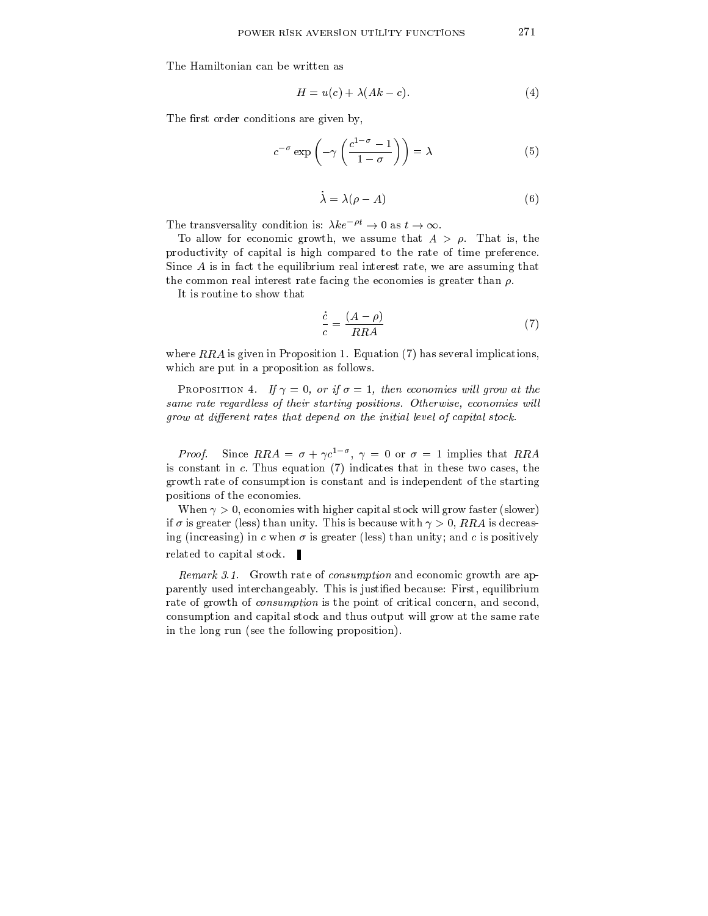The Hamiltonian can be written as

$$H = u(c) + \lambda(Ak - c). \tag{4}$$

The first order conditions are given by,

$$c^{-\sigma} \exp\left(-\gamma\left(\frac{c^{1-\sigma}-1}{1-\sigma}\right)\right) = \lambda \tag{5}$$

$$\dot{\lambda} = \lambda(\rho - A) \tag{6}$$

The transversality condition is: $\lambda k e^{-\rho t} \to 0$ as $t \to \infty$.

To allow for economic growth, we assume that $A > \rho$. That is, the productivity of capital is high compared to the rate of time preference. Since $A$ is in fact the equilibrium real interest rate, we are assuming that the common real interest rate facing the economies is greater than $\rho$.

It is routine to show that

$$\frac{\dot{c}}{c} = \frac{(A-\rho)}{RRA} \tag{7}$$

where $RRA$ is given in Proposition 1. Equation (7) has several implications, which are put in a proposition as follows.

Proposition 4. *If $\gamma = 0$, or if $\sigma = 1$, then economies will grow at the same rate regardless of their starting positions. Otherwise, economies will grow at different rates that depend on the initial level of capital stock.*

*Proof.* Since $RRA = \sigma + \gamma c^{1-\sigma}$, $\gamma = 0$ or $\sigma = 1$ implies that $RRA$ is constant in $c$. Thus equation (7) indicates that in these two cases, the growth rate of consumption is constant and is independent of the starting positions of the economies.

When $\gamma > 0$, economies with higher capital stock will grow faster (slower) if $\sigma$ is greater (less) than unity. This is because with $\gamma > 0$, $RRA$ is decreasing (increasing) in $c$ when $\sigma$ is greater (less) than unity; and $c$ is positively related to capital stock. ∎

*Remark 3.1.* Growth rate of *consumption* and economic growth are apparently used interchangeably. This is justified because: First, equilibrium rate of growth of *consumption* is the point of critical concern, and second, consumption and capital stock and thus output will grow at the same rate in the long run (see the following proposition).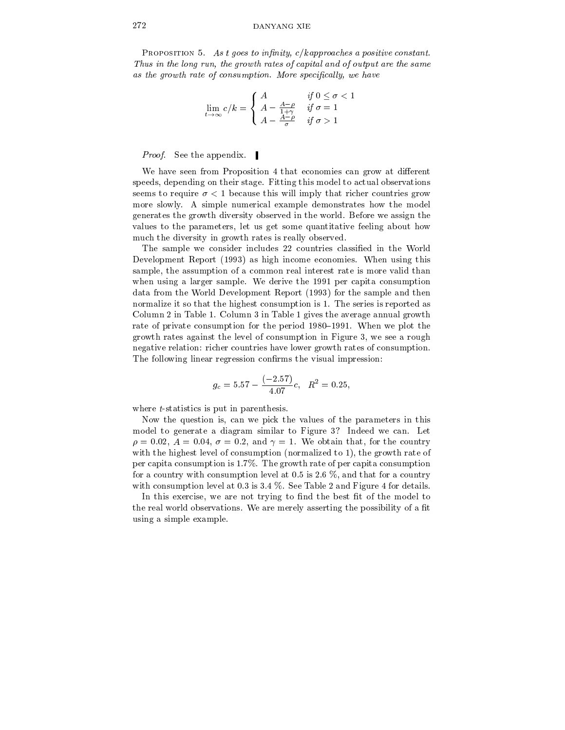PROPOSITION 5. *As t goes to infinity, c/k approaches a positive constant. Thus in the long run, the growth rates of capital and of output are the same as the growth rate of consumption. More specifically, we have*

$$\lim_{t\to\infty} c/k = \begin{cases} A & \text{if } 0 \leq \sigma < 1 \\ A - \frac{A-\rho}{1+\gamma} & \text{if } \sigma = 1 \\ A - \frac{A-\rho}{\sigma} & \text{if } \sigma > 1 \end{cases}$$

*Proof.* See the appendix. ▌

We have seen from Proposition 4 that economies can grow at different speeds, depending on their stage. Fitting this model to actual observations seems to require $\sigma < 1$ because this will imply that richer countries grow more slowly. A simple numerical example demonstrates how the model generates the growth diversity observed in the world. Before we assign the values to the parameters, let us get some quantitative feeling about how much the diversity in growth rates is really observed.

The sample we consider includes 22 countries classified in the World Development Report (1993) as high income economies. When using this sample, the assumption of a common real interest rate is more valid than when using a larger sample. We derive the 1991 per capita consumption data from the World Development Report (1993) for the sample and then normalize it so that the highest consumption is 1. The series is reported as Column 2 in Table 1. Column 3 in Table 1 gives the average annual growth rate of private consumption for the period 1980–1991. When we plot the growth rates against the level of consumption in Figure 3, we see a rough negative relation: richer countries have lower growth rates of consumption. The following linear regression confirms the visual impression:

$$g_c = 5.57 - \underset{(-2.57)}{4.07}\,c, \quad R^2 = 0.25,$$

where $t$-statistics is put in parenthesis.

Now the question is, can we pick the values of the parameters in this model to generate a diagram similar to Figure 3? Indeed we can. Let $\rho = 0.02$, $A = 0.04$, $\sigma = 0.2$, and $\gamma = 1$. We obtain that, for the country with the highest level of consumption (normalized to 1), the growth rate of per capita consumption is 1.7%. The growth rate of per capita consumption for a country with consumption level at 0.5 is 2.6 %, and that for a country with consumption level at 0.3 is 3.4 %. See Table 2 and Figure 4 for details.

In this exercise, we are not trying to find the best fit of the model to the real world observations. We are merely asserting the possibility of a fit using a simple example.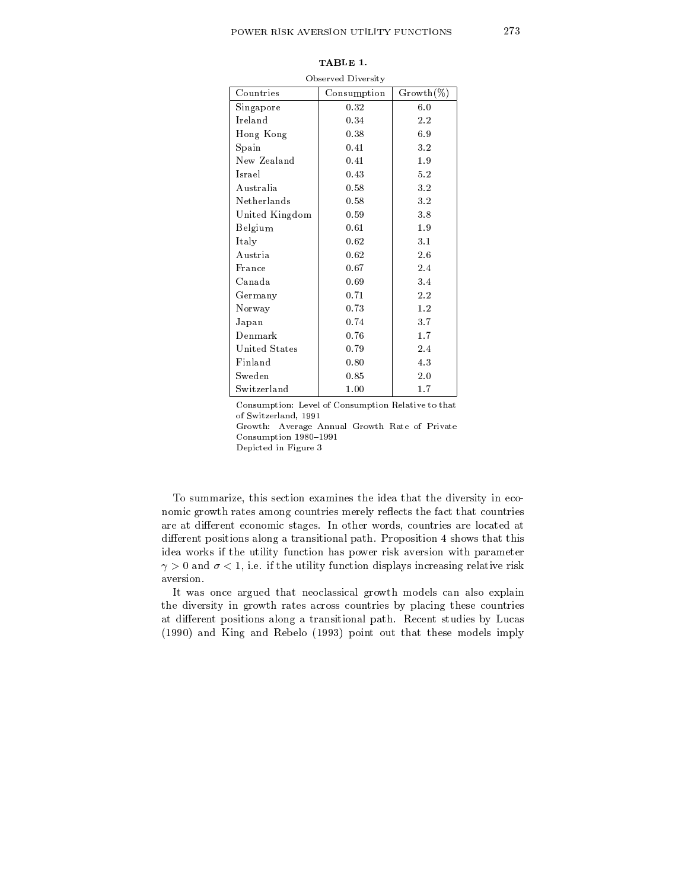**TABLE 1.**

Observed Diversity

| Countries | Consumption | Growth(%) |
|---|---|---|
| Singapore | 0.32 | 6.0 |
| Ireland | 0.34 | 2.2 |
| Hong Kong | 0.38 | 6.9 |
| Spain | 0.41 | 3.2 |
| New Zealand | 0.41 | 1.9 |
| Israel | 0.43 | 5.2 |
| Australia | 0.58 | 3.2 |
| Netherlands | 0.58 | 3.2 |
| United Kingdom | 0.59 | 3.8 |
| Belgium | 0.61 | 1.9 |
| Italy | 0.62 | 3.1 |
| Austria | 0.62 | 2.6 |
| France | 0.67 | 2.4 |
| Canada | 0.69 | 3.4 |
| Germany | 0.71 | 2.2 |
| Norway | 0.73 | 1.2 |
| Japan | 0.74 | 3.7 |
| Denmark | 0.76 | 1.7 |
| United States | 0.79 | 2.4 |
| Finland | 0.80 | 4.3 |
| Sweden | 0.85 | 2.0 |
| Switzerland | 1.00 | 1.7 |

Consumption: Level of Consumption Relative to that of Switzerland, 1991
Growth: Average Annual Growth Rate of Private Consumption 1980–1991
Depicted in Figure 3

To summarize, this section examines the idea that the diversity in economic growth rates among countries merely reflects the fact that countries are at different economic stages. In other words, countries are located at different positions along a transitional path. Proposition 4 shows that this idea works if the utility function has power risk aversion with parameter $\gamma > 0$ and $\sigma < 1$, i.e. if the utility function displays increasing relative risk aversion.

It was once argued that neoclassical growth models can also explain the diversity in growth rates across countries by placing these countries at different positions along a transitional path. Recent studies by Lucas (1990) and King and Rebelo (1993) point out that these models imply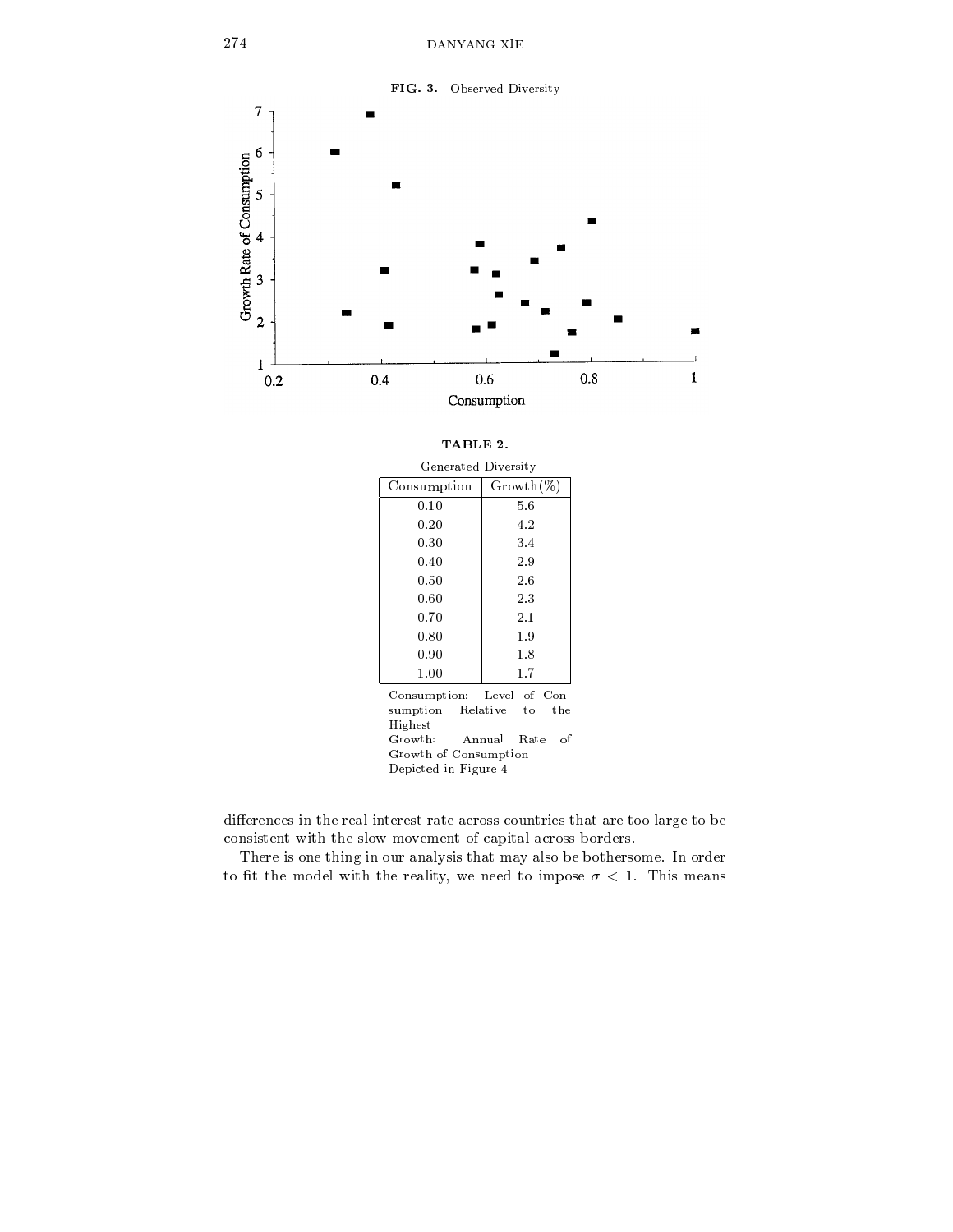**FIG. 3.** Observed Diversity

**TABLE 2.**

Generated Diversity

| Consumption | Growth(%) |
|---|---|
| 0.10 | 5.6 |
| 0.20 | 4.2 |
| 0.30 | 3.4 |
| 0.40 | 2.9 |
| 0.50 | 2.6 |
| 0.60 | 2.3 |
| 0.70 | 2.1 |
| 0.80 | 1.9 |
| 0.90 | 1.8 |
| 1.00 | 1.7 |

Consumption: Level of Consumption Relative to the Highest
Growth: Annual Rate of Growth of Consumption
Depicted in Figure 4

differences in the real interest rate across countries that are too large to be consistent with the slow movement of capital across borders.

There is one thing in our analysis that may also be bothersome. In order to fit the model with the reality, we need to impose $\sigma < 1$. This means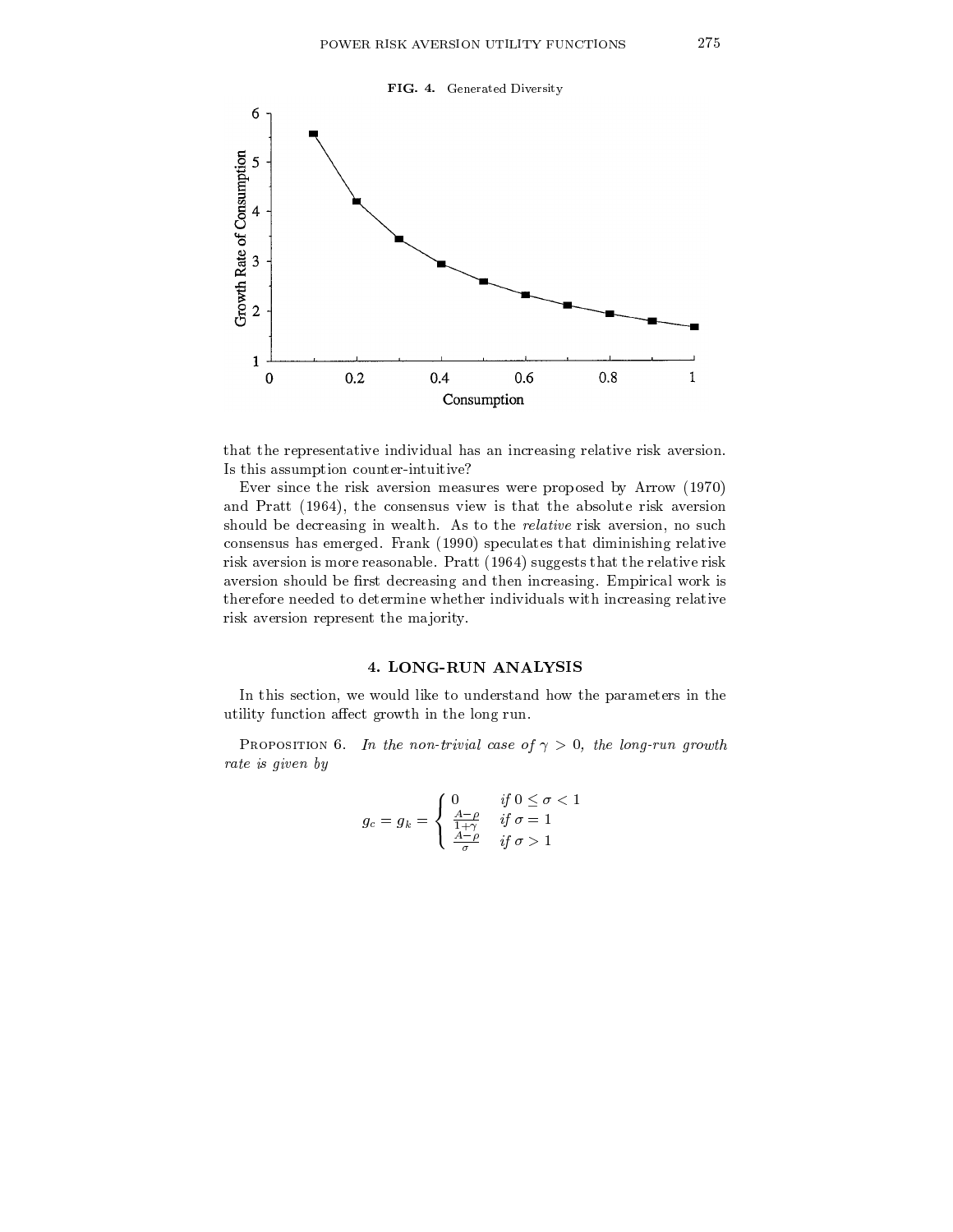**FIG. 4.** Generated Diversity

that the representative individual has an increasing relative risk aversion. Is this assumption counter-intuitive?

Ever since the risk aversion measures were proposed by Arrow (1970) and Pratt (1964), the consensus view is that the absolute risk aversion should be decreasing in wealth. As to the *relative* risk aversion, no such consensus has emerged. Frank (1990) speculates that diminishing relative risk aversion is more reasonable. Pratt (1964) suggests that the relative risk aversion should be first decreasing and then increasing. Empirical work is therefore needed to determine whether individuals with increasing relative risk aversion represent the majority.

## 4. LONG-RUN ANALYSIS

In this section, we would like to understand how the parameters in the utility function affect growth in the long run.

PROPOSITION 6. *In the non-trivial case of $\gamma > 0$, the long-run growth rate is given by*

$$g_c = g_k = \begin{cases} 0 & \text{if } 0 \leq \sigma < 1 \\ \frac{A-\rho}{1+\gamma} & \text{if } \sigma = 1 \\ \frac{A-\rho}{\sigma} & \text{if } \sigma > 1 \end{cases}$$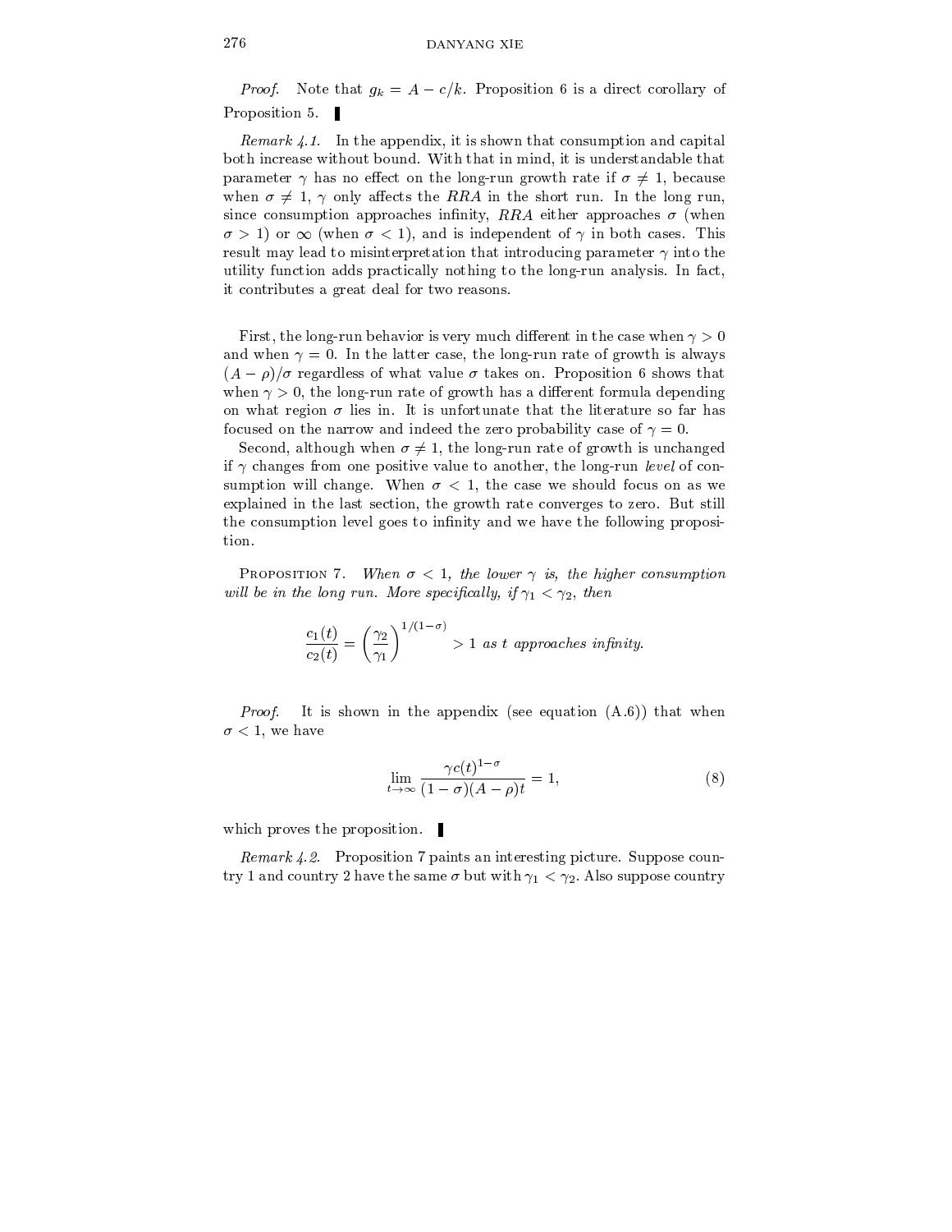*Proof.* Note that $g_k = A - c/k$. Proposition 6 is a direct corollary of Proposition 5. ▌

*Remark 4.1.* In the appendix, it is shown that consumption and capital both increase without bound. With that in mind, it is understandable that parameter $\gamma$ has no effect on the long-run growth rate if $\sigma \neq 1$, because when $\sigma \neq 1$, $\gamma$ only affects the $RRA$ in the short run. In the long run, since consumption approaches infinity, $RRA$ either approaches $\sigma$ (when $\sigma > 1$) or $\infty$ (when $\sigma < 1$), and is independent of $\gamma$ in both cases. This result may lead to misinterpretation that introducing parameter $\gamma$ into the utility function adds practically nothing to the long-run analysis. In fact, it contributes a great deal for two reasons.

First, the long-run behavior is very much different in the case when $\gamma > 0$ and when $\gamma = 0$. In the latter case, the long-run rate of growth is always $(A - \rho)/\sigma$ regardless of what value $\sigma$ takes on. Proposition 6 shows that when $\gamma > 0$, the long-run rate of growth has a different formula depending on what region $\sigma$ lies in. It is unfortunate that the literature so far has focused on the narrow and indeed the zero probability case of $\gamma = 0$.

Second, although when $\sigma \neq 1$, the long-run rate of growth is unchanged if $\gamma$ changes from one positive value to another, the long-run *level* of consumption will change. When $\sigma < 1$, the case we should focus on as we explained in the last section, the growth rate converges to zero. But still the consumption level goes to infinity and we have the following proposition.

PROPOSITION 7. *When $\sigma < 1$, the lower $\gamma$ is, the higher consumption will be in the long run. More specifically, if $\gamma_1 < \gamma_2$, then*

$$\frac{c_1(t)}{c_2(t)} = \left(\frac{\gamma_2}{\gamma_1}\right)^{1/(1-\sigma)} > 1 \text{ as } t \text{ approaches infinity.}$$

*Proof.* It is shown in the appendix (see equation (A.6)) that when $\sigma < 1$, we have

$$\lim_{t \to \infty} \frac{\gamma c(t)^{1-\sigma}}{(1-\sigma)(A-\rho)t} = 1, \tag{8}$$

which proves the proposition. ▌

*Remark 4.2.* Proposition 7 paints an interesting picture. Suppose country 1 and country 2 have the same $\sigma$ but with $\gamma_1 < \gamma_2$. Also suppose country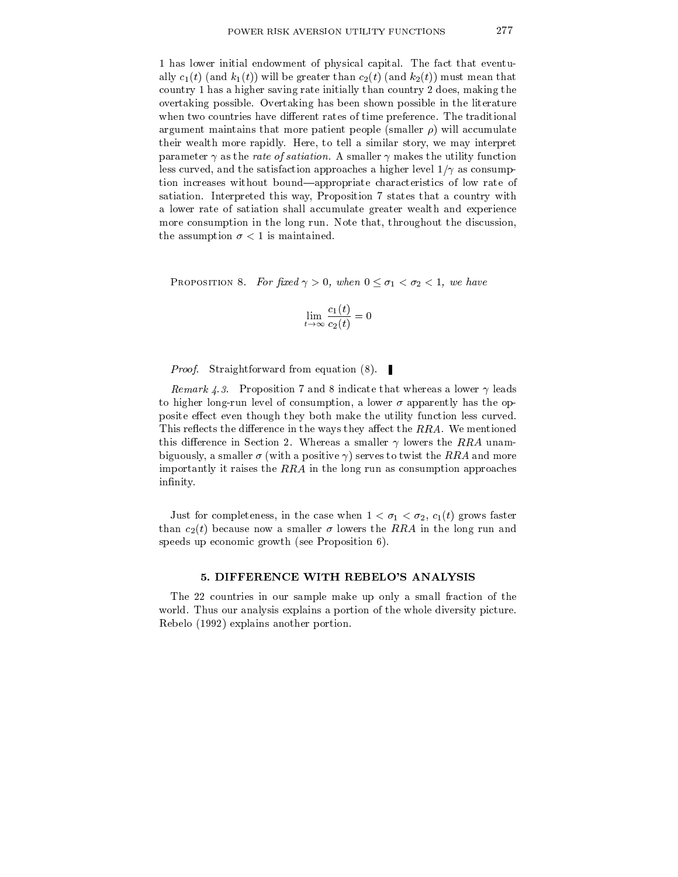1 has lower initial endowment of physical capital. The fact that eventually $c_1(t)$ (and $k_1(t)$) will be greater than $c_2(t)$ (and $k_2(t)$) must mean that country 1 has a higher saving rate initially than country 2 does, making the overtaking possible. Overtaking has been shown possible in the literature when two countries have different rates of time preference. The traditional argument maintains that more patient people (smaller $\rho$) will accumulate their wealth more rapidly. Here, to tell a similar story, we may interpret parameter $\gamma$ as the *rate of satiation*. A smaller $\gamma$ makes the utility function less curved, and the satisfaction approaches a higher level $1/\gamma$ as consumption increases without bound—appropriate characteristics of low rate of satiation. Interpreted this way, Proposition 7 states that a country with a lower rate of satiation shall accumulate greater wealth and experience more consumption in the long run. Note that, throughout the discussion, the assumption $\sigma < 1$ is maintained.

Proposition 8. *For fixed $\gamma > 0$, when $0 \leq \sigma_1 < \sigma_2 < 1$, we have*

$$\lim_{t \to \infty} \frac{c_1(t)}{c_2(t)} = 0$$

*Proof.* Straightforward from equation (8). ▌

*Remark 4.3.* Proposition 7 and 8 indicate that whereas a lower $\gamma$ leads to higher long-run level of consumption, a lower $\sigma$ apparently has the opposite effect even though they both make the utility function less curved. This reflects the difference in the ways they affect the $RRA$. We mentioned this difference in Section 2. Whereas a smaller $\gamma$ lowers the $RRA$ unambiguously, a smaller $\sigma$ (with a positive $\gamma$) serves to twist the $RRA$ and more importantly it raises the $RRA$ in the long run as consumption approaches infinity.

Just for completeness, in the case when $1 < \sigma_1 < \sigma_2$, $c_1(t)$ grows faster than $c_2(t)$ because now a smaller $\sigma$ lowers the $RRA$ in the long run and speeds up economic growth (see Proposition 6).

## 5. DIFFERENCE WITH REBELO'S ANALYSIS

The 22 countries in our sample make up only a small fraction of the world. Thus our analysis explains a portion of the whole diversity picture. Rebelo (1992) explains another portion.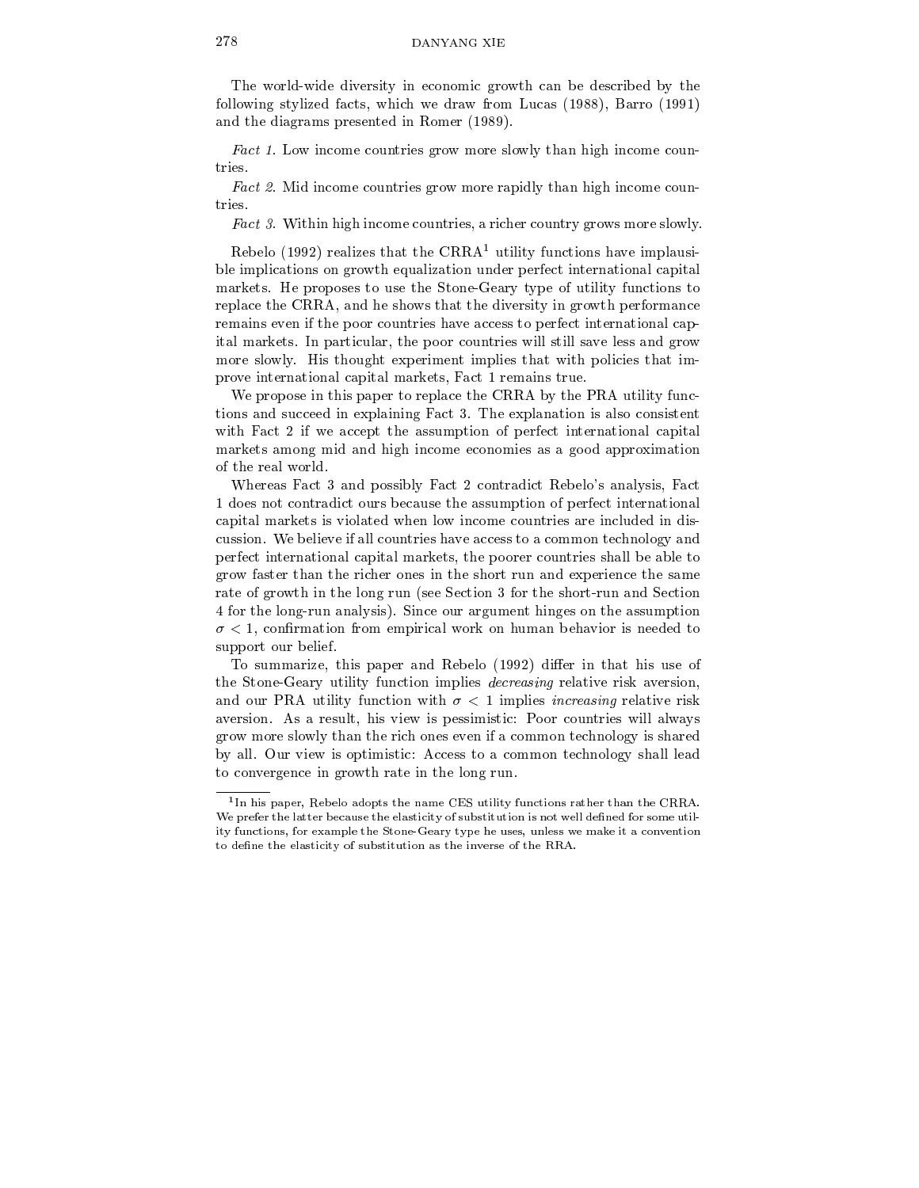The world-wide diversity in economic growth can be described by the following stylized facts, which we draw from Lucas (1988), Barro (1991) and the diagrams presented in Romer (1989).

*Fact 1.* Low income countries grow more slowly than high income countries.

*Fact 2.* Mid income countries grow more rapidly than high income countries.

*Fact 3.* Within high income countries, a richer country grows more slowly.

Rebelo (1992) realizes that the CRRA[1] utility functions have implausible implications on growth equalization under perfect international capital markets. He proposes to use the Stone-Geary type of utility functions to replace the CRRA, and he shows that the diversity in growth performance remains even if the poor countries have access to perfect international capital markets. In particular, the poor countries will still save less and grow more slowly. His thought experiment implies that with policies that improve international capital markets, Fact 1 remains true.

We propose in this paper to replace the CRRA by the PRA utility functions and succeed in explaining Fact 3. The explanation is also consistent with Fact 2 if we accept the assumption of perfect international capital markets among mid and high income economies as a good approximation of the real world.

Whereas Fact 3 and possibly Fact 2 contradict Rebelo's analysis, Fact 1 does not contradict ours because the assumption of perfect international capital markets is violated when low income countries are included in discussion. We believe if all countries have access to a common technology and perfect international capital markets, the poorer countries shall be able to grow faster than the richer ones in the short run and experience the same rate of growth in the long run (see Section 3 for the short-run and Section 4 for the long-run analysis). Since our argument hinges on the assumption $\sigma < 1$, confirmation from empirical work on human behavior is needed to support our belief.

To summarize, this paper and Rebelo (1992) differ in that his use of the Stone-Geary utility function implies *decreasing* relative risk aversion, and our PRA utility function with $\sigma < 1$ implies *increasing* relative risk aversion. As a result, his view is pessimistic: Poor countries will always grow more slowly than the rich ones even if a common technology is shared by all. Our view is optimistic: Access to a common technology shall lead to convergence in growth rate in the long run.

[1] In his paper, Rebelo adopts the name CES utility functions rather than the CRRA. We prefer the latter because the elasticity of substitution is not well defined for some utility functions, for example the Stone-Geary type he uses, unless we make it a convention to define the elasticity of substitution as the inverse of the RRA.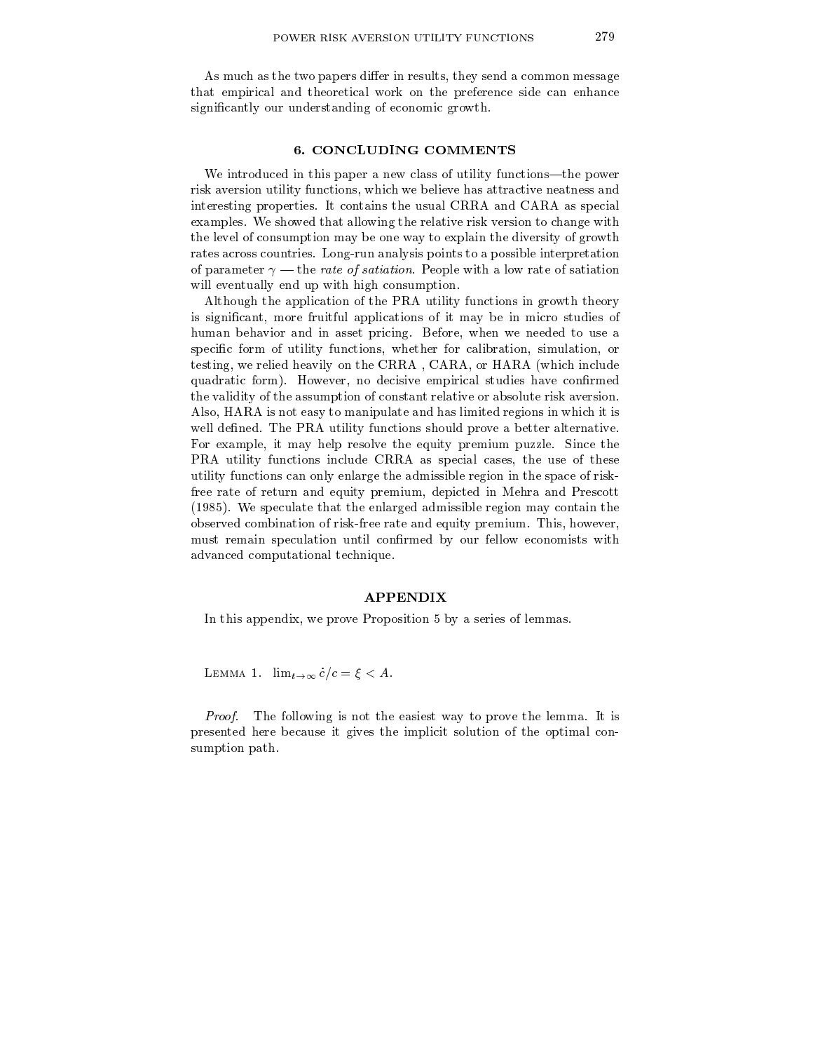As much as the two papers differ in results, they send a common message that empirical and theoretical work on the preference side can enhance significantly our understanding of economic growth.

## 6. CONCLUDING COMMENTS

We introduced in this paper a new class of utility functions—the power risk aversion utility functions, which we believe has attractive neatness and interesting properties. It contains the usual CRRA and CARA as special examples. We showed that allowing the relative risk version to change with the level of consumption may be one way to explain the diversity of growth rates across countries. Long-run analysis points to a possible interpretation of parameter $\gamma$ — the *rate of satiation*. People with a low rate of satiation will eventually end up with high consumption.

Although the application of the PRA utility functions in growth theory is significant, more fruitful applications of it may be in micro studies of human behavior and in asset pricing. Before, when we needed to use a specific form of utility functions, whether for calibration, simulation, or testing, we relied heavily on the CRRA , CARA, or HARA (which include quadratic form). However, no decisive empirical studies have confirmed the validity of the assumption of constant relative or absolute risk aversion. Also, HARA is not easy to manipulate and has limited regions in which it is well defined. The PRA utility functions should prove a better alternative. For example, it may help resolve the equity premium puzzle. Since the PRA utility functions include CRRA as special cases, the use of these utility functions can only enlarge the admissible region in the space of risk-free rate of return and equity premium, depicted in Mehra and Prescott (1985). We speculate that the enlarged admissible region may contain the observed combination of risk-free rate and equity premium. This, however, must remain speculation until confirmed by our fellow economists with advanced computational technique.

## APPENDIX

In this appendix, we prove Proposition 5 by a series of lemmas.

LEMMA 1. $\lim_{t\to\infty} \dot{c}/c = \xi < A.$

*Proof.* The following is not the easiest way to prove the lemma. It is presented here because it gives the implicit solution of the optimal consumption path.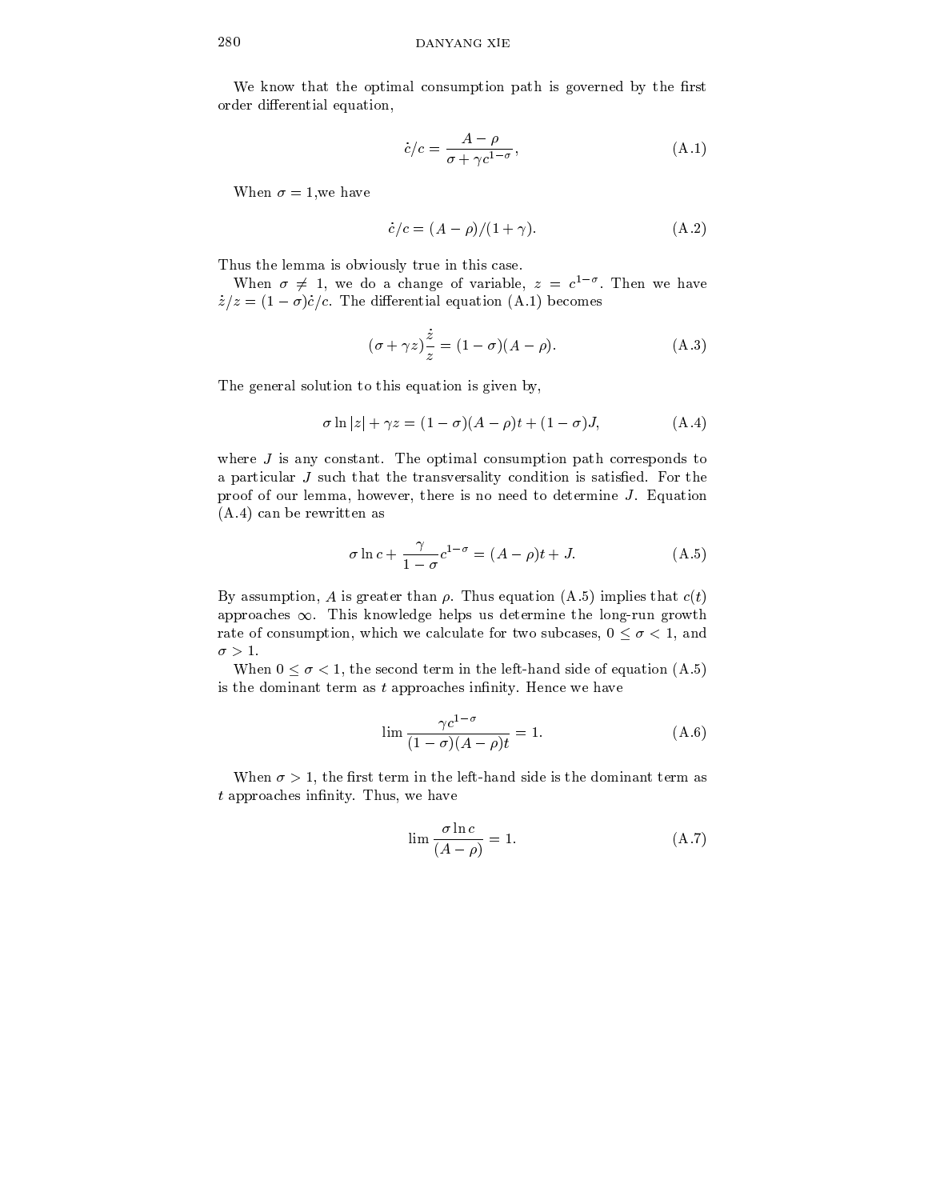We know that the optimal consumption path is governed by the first order differential equation,

$$\dot{c}/c = \frac{A - \rho}{\sigma + \gamma c^{1-\sigma}}, \tag{A.1}$$

When $\sigma = 1$,we have

$$\dot{c}/c = (A - \rho)/(1 + \gamma). \tag{A.2}$$

Thus the lemma is obviously true in this case.

When $\sigma \neq 1$, we do a change of variable, $z = c^{1-\sigma}$. Then we have $\dot{z}/z = (1 - \sigma)\dot{c}/c$. The differential equation (A.1) becomes

$$(\sigma + \gamma z)\frac{\dot{z}}{z} = (1 - \sigma)(A - \rho). \tag{A.3}$$

The general solution to this equation is given by,

$$\sigma \ln |z| + \gamma z = (1 - \sigma)(A - \rho)t + (1 - \sigma)J, \tag{A.4}$$

where $J$ is any constant. The optimal consumption path corresponds to a particular $J$ such that the transversality condition is satisfied. For the proof of our lemma, however, there is no need to determine $J$. Equation (A.4) can be rewritten as

$$\sigma \ln c + \frac{\gamma}{1 - \sigma} c^{1-\sigma} = (A - \rho)t + J. \tag{A.5}$$

By assumption, $A$ is greater than $\rho$. Thus equation (A.5) implies that $c(t)$ approaches $\infty$. This knowledge helps us determine the long-run growth rate of consumption, which we calculate for two subcases, $0 \leq \sigma < 1$, and $\sigma > 1$.

When $0 \leq \sigma < 1$, the second term in the left-hand side of equation (A.5) is the dominant term as $t$ approaches infinity. Hence we have

$$\lim \frac{\gamma c^{1-\sigma}}{(1 - \sigma)(A - \rho)t} = 1. \tag{A.6}$$

When $\sigma > 1$, the first term in the left-hand side is the dominant term as $t$ approaches infinity. Thus, we have

$$\lim \frac{\sigma \ln c}{(A - \rho)} = 1. \tag{A.7}$$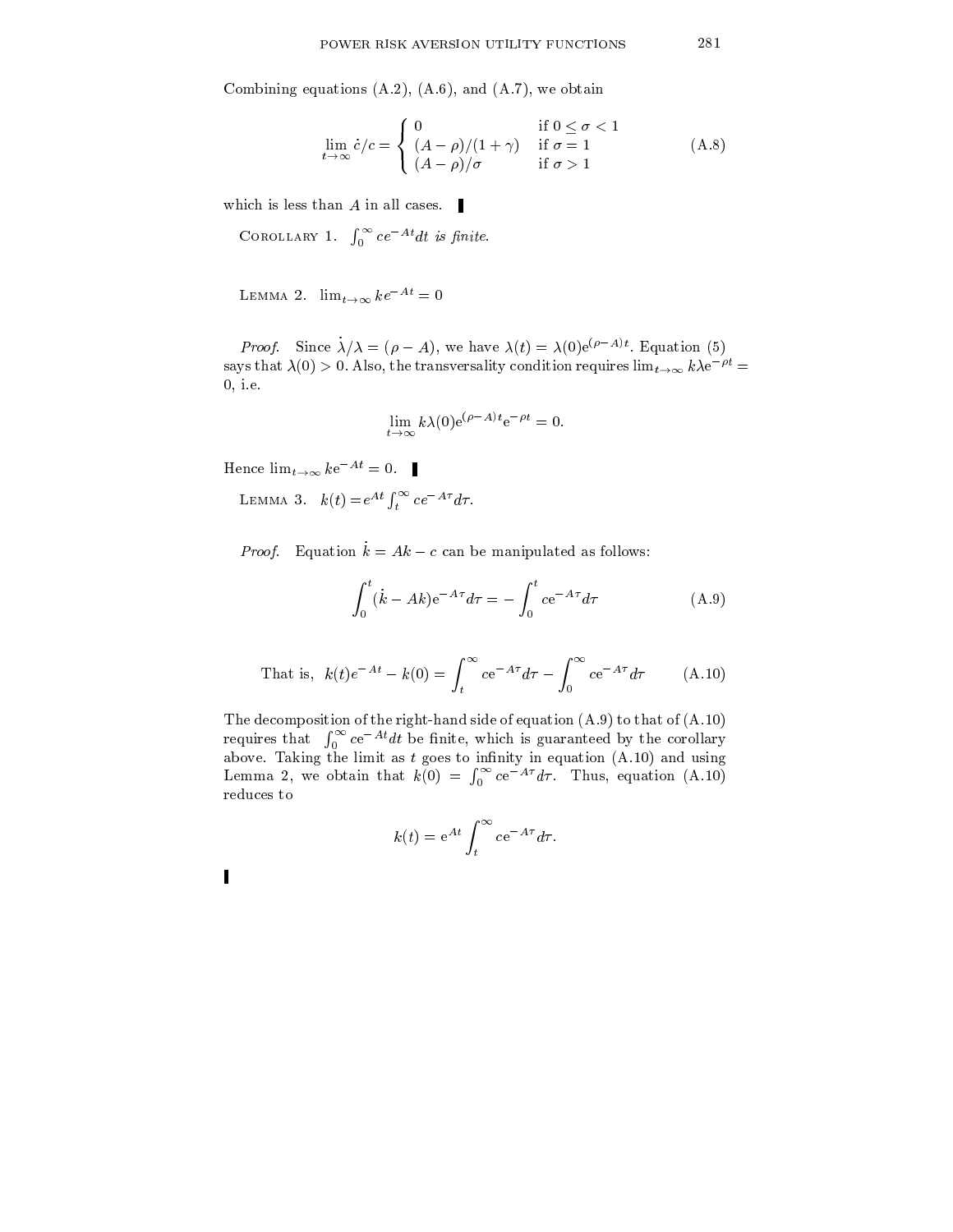Combining equations (A.2), (A.6), and (A.7), we obtain

$$\lim_{t\to\infty} \dot{c}/c = \begin{cases} 0 & \text{if } 0 \leq \sigma < 1 \\ (A-\rho)/(1+\gamma) & \text{if } \sigma = 1 \\ (A-\rho)/\sigma & \text{if } \sigma > 1 \end{cases} \tag{A.8}$$

which is less than $A$ in all cases. ▮

COROLLARY 1. *$\int_0^\infty ce^{-At}dt$ is finite.*

LEMMA 2. $\lim_{t\to\infty} ke^{-At} = 0$

*Proof.* Since $\dot{\lambda}/\lambda = (\rho - A)$, we have $\lambda(t) = \lambda(0)\mathrm{e}^{(\rho-A)t}$. Equation (5) says that $\lambda(0) > 0$. Also, the transversality condition requires $\lim_{t\to\infty} k\lambda \mathrm{e}^{-\rho t} = 0$, i.e.

$$\lim_{t\to\infty} k\lambda(0)\mathrm{e}^{(\rho-A)t}\mathrm{e}^{-\rho t} = 0.$$

Hence $\lim_{t\to\infty} k\mathrm{e}^{-At} = 0$. ▮

LEMMA 3. $k(t) = e^{At}\int_t^\infty ce^{-A\tau}d\tau$.

*Proof.* Equation $\dot{k} = Ak - c$ can be manipulated as follows:

$$\int_0^t (\dot{k} - Ak)\mathrm{e}^{-A\tau}d\tau = -\int_0^t c\mathrm{e}^{-A\tau}d\tau \tag{A.9}$$

$$\text{That is,} \quad k(t)e^{-At} - k(0) = \int_t^\infty c\mathrm{e}^{-A\tau}d\tau - \int_0^\infty c\mathrm{e}^{-A\tau}d\tau \tag{A.10}$$

The decomposition of the right-hand side of equation (A.9) to that of (A.10) requires that $\int_0^\infty ce^{-At}dt$ be finite, which is guaranteed by the corollary above. Taking the limit as $t$ goes to infinity in equation (A.10) and using Lemma 2, we obtain that $k(0) = \int_0^\infty c\mathrm{e}^{-A\tau}d\tau$. Thus, equation (A.10) reduces to

$$k(t) = \mathrm{e}^{At}\int_t^\infty c\mathrm{e}^{-A\tau}d\tau.$$

▮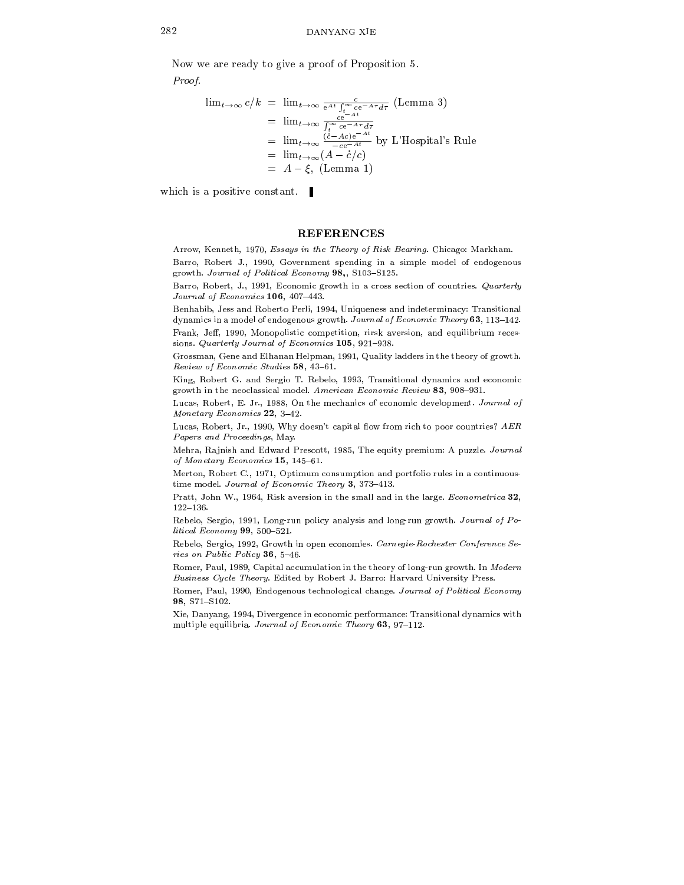Now we are ready to give a proof of Proposition 5.

*Proof.*

$$
\begin{aligned}
\lim_{t\to\infty} c/k &= \lim_{t\to\infty} \frac{c}{e^{At}\int_t^\infty ce^{-A\tau}d\tau} \text{ (Lemma 3)} \\
&= \lim_{t\to\infty} \frac{ce^{-At}}{\int_t^\infty ce^{-A\tau}d\tau} \\
&= \lim_{t\to\infty} \frac{(\dot{c}-Ac)e^{-At}}{-ce^{-At}} \text{ by L'Hospital's Rule} \\
&= \lim_{t\to\infty}(A-\dot{c}/c) \\
&= A-\xi, \text{ (Lemma 1)}
\end{aligned}
$$

which is a positive constant. ▌

## REFERENCES

Arrow, Kenneth, 1970, *Essays in the Theory of Risk Bearing.* Chicago: Markham.

Barro, Robert J., 1990, Government spending in a simple model of endogenous growth. *Journal of Political Economy* **98,**, S103–S125.

Barro, Robert, J., 1991, Economic growth in a cross section of countries. *Quarterly Journal of Economics* **106**, 407–443.

Benhabib, Jess and Roberto Perli, 1994, Uniqueness and indeterminacy: Transitional dynamics in a model of endogenous growth. *Journal of Economic Theory* **63**, 113–142.

Frank, Jeff, 1990, Monopolistic competition, rirsk aversion, and equilibrium recessions. *Quarterly Journal of Economics* **105**, 921–938.

Grossman, Gene and Elhanan Helpman, 1991, Quality ladders in the theory of growth. *Review of Economic Studies* **58**, 43–61.

King, Robert G. and Sergio T. Rebelo, 1993, Transitional dynamics and economic growth in the neoclassical model. *American Economic Review* **83**, 908–931.

Lucas, Robert, E. Jr., 1988, On the mechanics of economic development. *Journal of Monetary Economics* **22**, 3–42.

Lucas, Robert, Jr., 1990, Why doesn't capital flow from rich to poor countries? *AER Papers and Proceedings*, May.

Mehra, Rajnish and Edward Prescott, 1985, The equity premium: A puzzle. *Journal of Monetary Economics* **15**, 145–61.

Merton, Robert C., 1971, Optimum consumption and portfolio rules in a continuous-time model. *Journal of Economic Theory* **3**, 373–413.

Pratt, John W., 1964, Risk aversion in the small and in the large. *Econometrica* **32**, 122–136.

Rebelo, Sergio, 1991, Long-run policy analysis and long-run growth. *Journal of Political Economy* **99**, 500–521.

Rebelo, Sergio, 1992, Growth in open economies. *Carnegie-Rochester Conference Series on Public Policy* **36**, 5–46.

Romer, Paul, 1989, Capital accumulation in the theory of long-run growth. In *Modern Business Cycle Theory.* Edited by Robert J. Barro: Harvard University Press.

Romer, Paul, 1990, Endogenous technological change. *Journal of Political Economy* **98**, S71–S102.

Xie, Danyang, 1994, Divergence in economic performance: Transitional dynamics with multiple equilibria. *Journal of Economic Theory* **63**, 97–112.